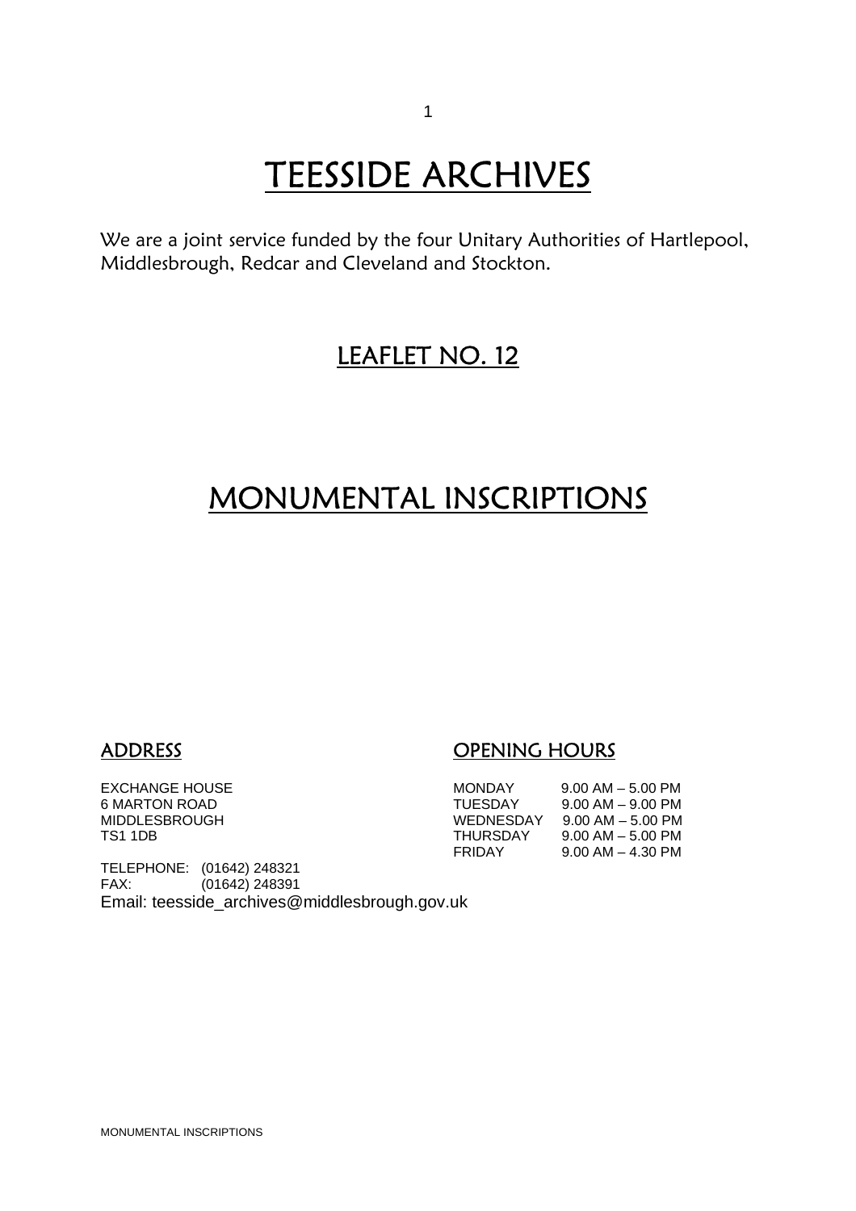# TEESSIDE ARCHIVES

We are a joint service funded by the four Unitary Authorities of Hartlepool, Middlesbrough, Redcar and Cleveland and Stockton.

## LEAFLET NO. 12

# MONUMENTAL INSCRIPTIONS

### ADDRESS

EXCHANGE HOUSE
6 MARTON ROAD
MIDDLESBROUGH
TS1 1DB

TELEPHONE: (01642) 248321
FAX: (01642) 248391
Email: teesside_archives@middlesbrough.gov.uk

### OPENING HOURS

| | |
|---|---|
| MONDAY | 9.00 AM – 5.00 PM |
| TUESDAY | 9.00 AM – 9.00 PM |
| WEDNESDAY | 9.00 AM – 5.00 PM |
| THURSDAY | 9.00 AM – 5.00 PM |
| FRIDAY | 9.00 AM – 4.30 PM |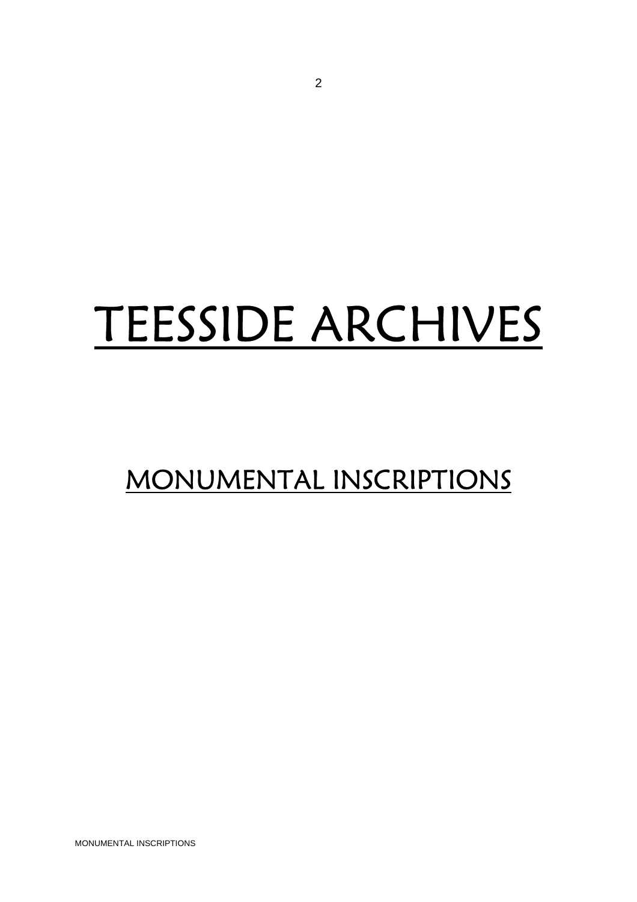# TEESSIDE ARCHIVES

## MONUMENTAL INSCRIPTIONS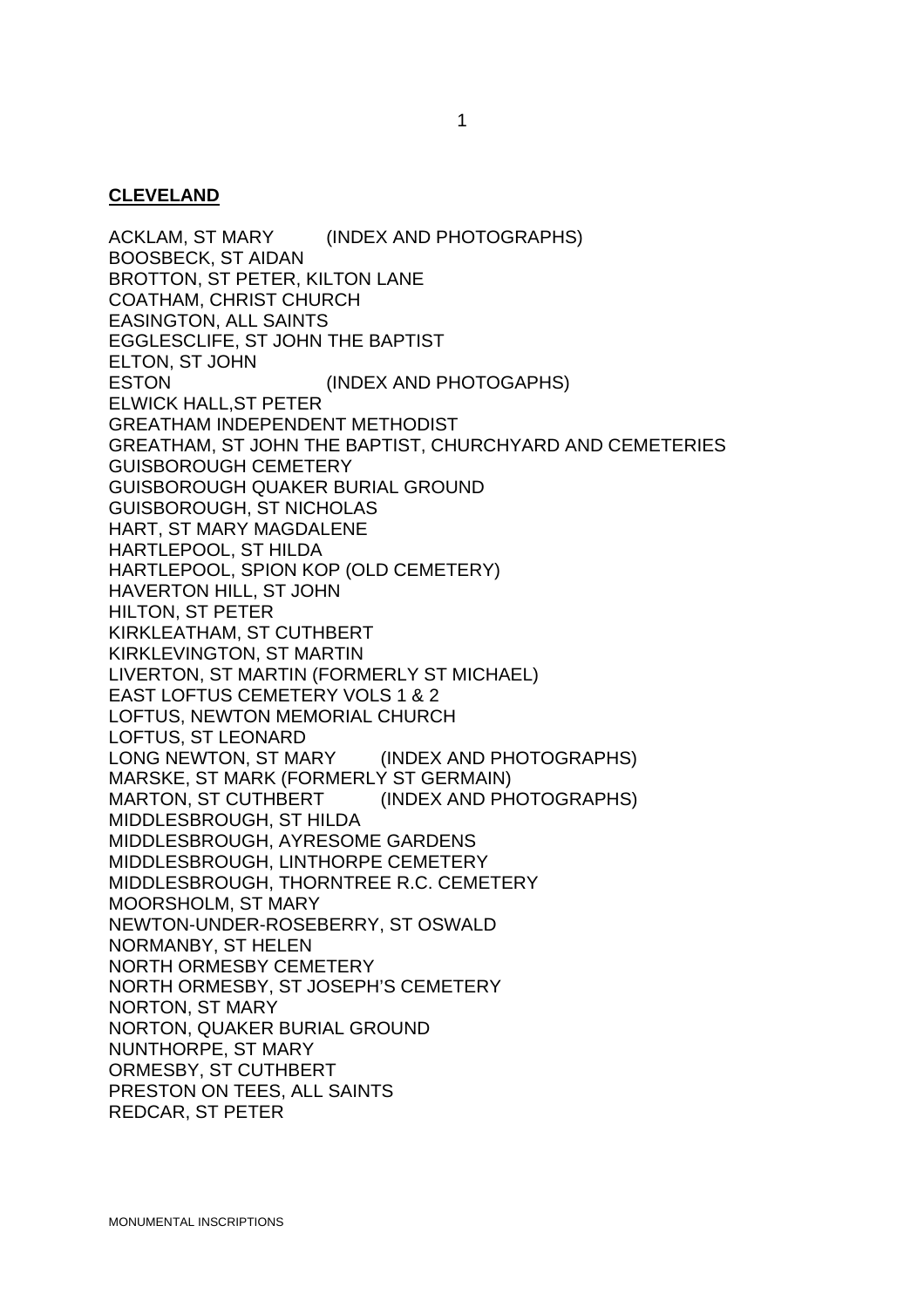## CLEVELAND

ACKLAM, ST MARY (INDEX AND PHOTOGRAPHS)
BOOSBECK, ST AIDAN
BROTTON, ST PETER, KILTON LANE
COATHAM, CHRIST CHURCH
EASINGTON, ALL SAINTS
EGGLESCLIFE, ST JOHN THE BAPTIST
ELTON, ST JOHN
ESTON (INDEX AND PHOTOGAPHS)
ELWICK HALL,ST PETER
GREATHAM INDEPENDENT METHODIST
GREATHAM, ST JOHN THE BAPTIST, CHURCHYARD AND CEMETERIES
GUISBOROUGH CEMETERY
GUISBOROUGH QUAKER BURIAL GROUND
GUISBOROUGH, ST NICHOLAS
HART, ST MARY MAGDALENE
HARTLEPOOL, ST HILDA
HARTLEPOOL, SPION KOP (OLD CEMETERY)
HAVERTON HILL, ST JOHN
HILTON, ST PETER
KIRKLEATHAM, ST CUTHBERT
KIRKLEVINGTON, ST MARTIN
LIVERTON, ST MARTIN (FORMERLY ST MICHAEL)
EAST LOFTUS CEMETERY VOLS 1 & 2
LOFTUS, NEWTON MEMORIAL CHURCH
LOFTUS, ST LEONARD
LONG NEWTON, ST MARY (INDEX AND PHOTOGRAPHS)
MARSKE, ST MARK (FORMERLY ST GERMAIN)
MARTON, ST CUTHBERT (INDEX AND PHOTOGRAPHS)
MIDDLESBROUGH, ST HILDA
MIDDLESBROUGH, AYRESOME GARDENS
MIDDLESBROUGH, LINTHORPE CEMETERY
MIDDLESBROUGH, THORNTREE R.C. CEMETERY
MOORSHOLM, ST MARY
NEWTON-UNDER-ROSEBERRY, ST OSWALD
NORMANBY, ST HELEN
NORTH ORMESBY CEMETERY
NORTH ORMESBY, ST JOSEPH'S CEMETERY
NORTON, ST MARY
NORTON, QUAKER BURIAL GROUND
NUNTHORPE, ST MARY
ORMESBY, ST CUTHBERT
PRESTON ON TEES, ALL SAINTS
REDCAR, ST PETER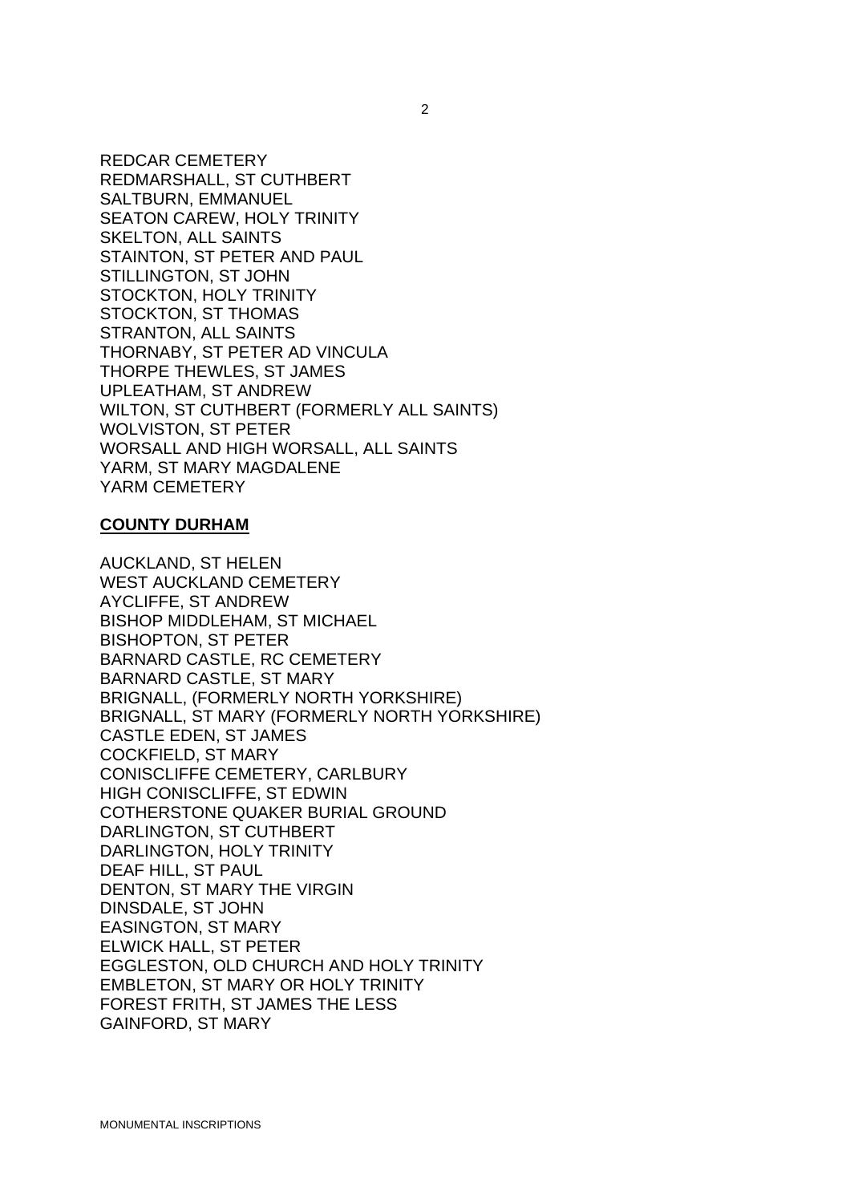REDCAR CEMETERY
REDMARSHALL, ST CUTHBERT
SALTBURN, EMMANUEL
SEATON CAREW, HOLY TRINITY
SKELTON, ALL SAINTS
STAINTON, ST PETER AND PAUL
STILLINGTON, ST JOHN
STOCKTON, HOLY TRINITY
STOCKTON, ST THOMAS
STRANTON, ALL SAINTS
THORNABY, ST PETER AD VINCULA
THORPE THEWLES, ST JAMES
UPLEATHAM, ST ANDREW
WILTON, ST CUTHBERT (FORMERLY ALL SAINTS)
WOLVISTON, ST PETER
WORSALL AND HIGH WORSALL, ALL SAINTS
YARM, ST MARY MAGDALENE
YARM CEMETERY

**COUNTY DURHAM**

AUCKLAND, ST HELEN
WEST AUCKLAND CEMETERY
AYCLIFFE, ST ANDREW
BISHOP MIDDLEHAM, ST MICHAEL
BISHOPTON, ST PETER
BARNARD CASTLE, RC CEMETERY
BARNARD CASTLE, ST MARY
BRIGNALL, (FORMERLY NORTH YORKSHIRE)
BRIGNALL, ST MARY (FORMERLY NORTH YORKSHIRE)
CASTLE EDEN, ST JAMES
COCKFIELD, ST MARY
CONISCLIFFE CEMETERY, CARLBURY
HIGH CONISCLIFFE, ST EDWIN
COTHERSTONE QUAKER BURIAL GROUND
DARLINGTON, ST CUTHBERT
DARLINGTON, HOLY TRINITY
DEAF HILL, ST PAUL
DENTON, ST MARY THE VIRGIN
DINSDALE, ST JOHN
EASINGTON, ST MARY
ELWICK HALL, ST PETER
EGGLESTON, OLD CHURCH AND HOLY TRINITY
EMBLETON, ST MARY OR HOLY TRINITY
FOREST FRITH, ST JAMES THE LESS
GAINFORD, ST MARY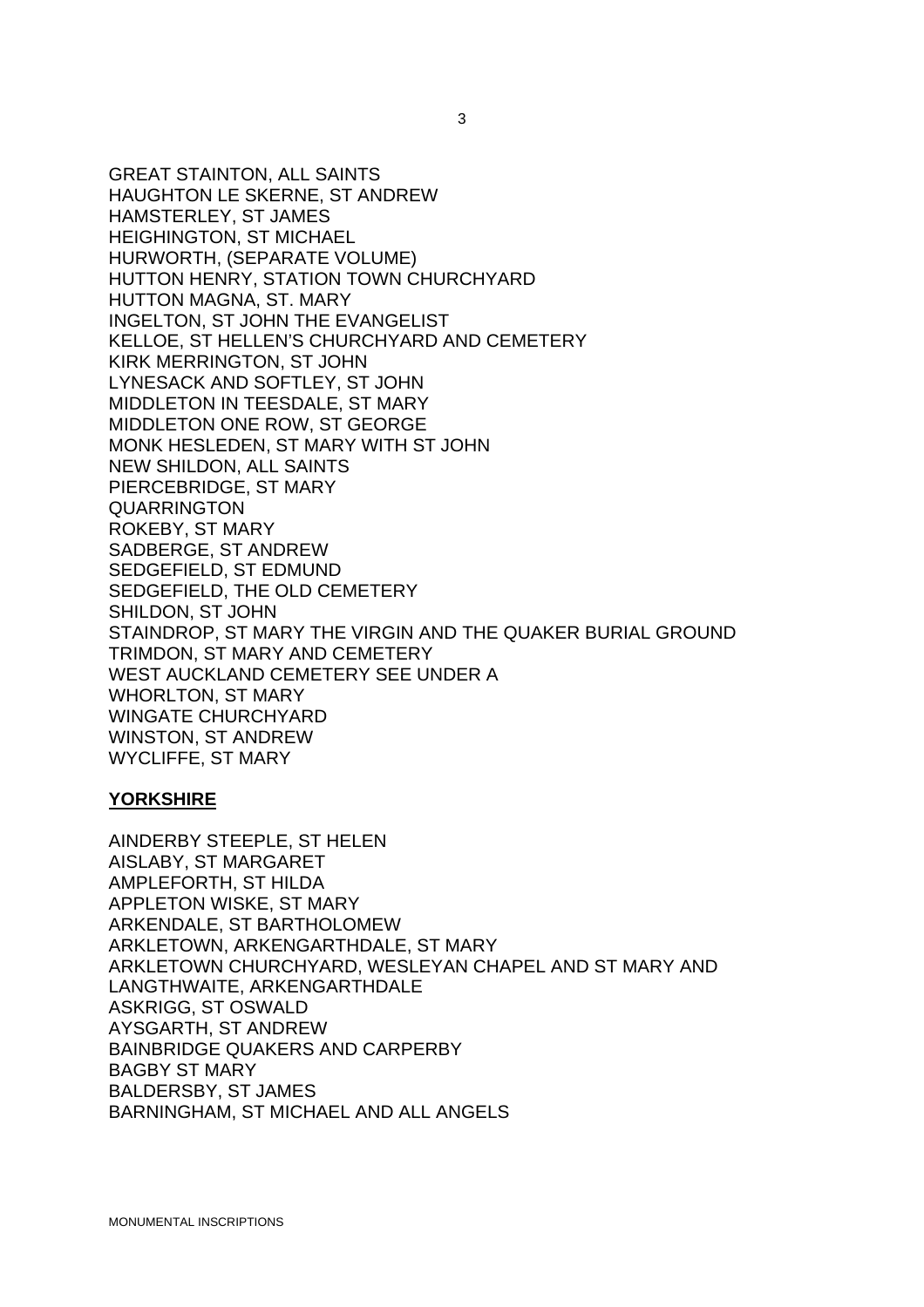GREAT STAINTON, ALL SAINTS
HAUGHTON LE SKERNE, ST ANDREW
HAMSTERLEY, ST JAMES
HEIGHINGTON, ST MICHAEL
HURWORTH, (SEPARATE VOLUME)
HUTTON HENRY, STATION TOWN CHURCHYARD
HUTTON MAGNA, ST. MARY
INGELTON, ST JOHN THE EVANGELIST
KELLOE, ST HELLEN'S CHURCHYARD AND CEMETERY
KIRK MERRINGTON, ST JOHN
LYNESACK AND SOFTLEY, ST JOHN
MIDDLETON IN TEESDALE, ST MARY
MIDDLETON ONE ROW, ST GEORGE
MONK HESLEDEN, ST MARY WITH ST JOHN
NEW SHILDON, ALL SAINTS
PIERCEBRIDGE, ST MARY
QUARRINGTON
ROKEBY, ST MARY
SADBERGE, ST ANDREW
SEDGEFIELD, ST EDMUND
SEDGEFIELD, THE OLD CEMETERY
SHILDON, ST JOHN
STAINDROP, ST MARY THE VIRGIN AND THE QUAKER BURIAL GROUND
TRIMDON, ST MARY AND CEMETERY
WEST AUCKLAND CEMETERY SEE UNDER A
WHORLTON, ST MARY
WINGATE CHURCHYARD
WINSTON, ST ANDREW
WYCLIFFE, ST MARY

## YORKSHIRE

AINDERBY STEEPLE, ST HELEN
AISLABY, ST MARGARET
AMPLEFORTH, ST HILDA
APPLETON WISKE, ST MARY
ARKENDALE, ST BARTHOLOMEW
ARKLETOWN, ARKENGARTHDALE, ST MARY
ARKLETOWN CHURCHYARD, WESLEYAN CHAPEL AND ST MARY AND LANGTHWAITE, ARKENGARTHDALE
ASKRIGG, ST OSWALD
AYSGARTH, ST ANDREW
BAINBRIDGE QUAKERS AND CARPERBY
BAGBY ST MARY
BALDERSBY, ST JAMES
BARNINGHAM, ST MICHAEL AND ALL ANGELS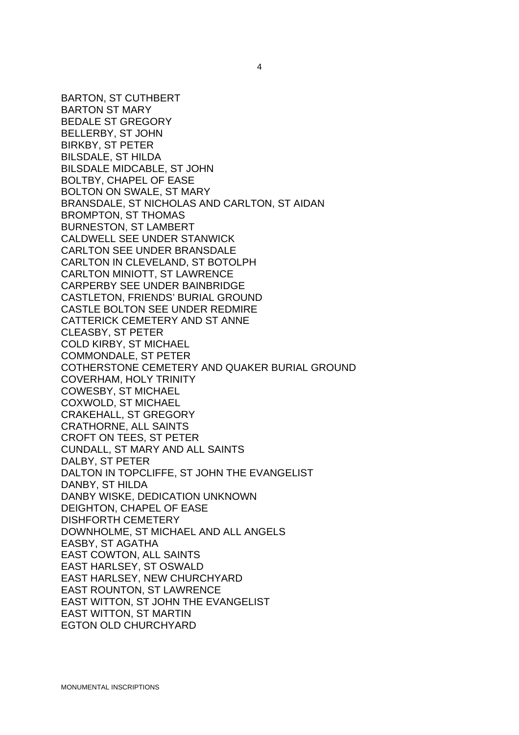BARTON, ST CUTHBERT
BARTON ST MARY
BEDALE ST GREGORY
BELLERBY, ST JOHN
BIRKBY, ST PETER
BILSDALE, ST HILDA
BILSDALE MIDCABLE, ST JOHN
BOLTBY, CHAPEL OF EASE
BOLTON ON SWALE, ST MARY
BRANSDALE, ST NICHOLAS AND CARLTON, ST AIDAN
BROMPTON, ST THOMAS
BURNESTON, ST LAMBERT
CALDWELL SEE UNDER STANWICK
CARLTON SEE UNDER BRANSDALE
CARLTON IN CLEVELAND, ST BOTOLPH
CARLTON MINIOTT, ST LAWRENCE
CARPERBY SEE UNDER BAINBRIDGE
CASTLETON, FRIENDS' BURIAL GROUND
CASTLE BOLTON SEE UNDER REDMIRE
CATTERICK CEMETERY AND ST ANNE
CLEASBY, ST PETER
COLD KIRBY, ST MICHAEL
COMMONDALE, ST PETER
COTHERSTONE CEMETERY AND QUAKER BURIAL GROUND
COVERHAM, HOLY TRINITY
COWESBY, ST MICHAEL
COXWOLD, ST MICHAEL
CRAKEHALL, ST GREGORY
CRATHORNE, ALL SAINTS
CROFT ON TEES, ST PETER
CUNDALL, ST MARY AND ALL SAINTS
DALBY, ST PETER
DALTON IN TOPCLIFFE, ST JOHN THE EVANGELIST
DANBY, ST HILDA
DANBY WISKE, DEDICATION UNKNOWN
DEIGHTON, CHAPEL OF EASE
DISHFORTH CEMETERY
DOWNHOLME, ST MICHAEL AND ALL ANGELS
EASBY, ST AGATHA
EAST COWTON, ALL SAINTS
EAST HARLSEY, ST OSWALD
EAST HARLSEY, NEW CHURCHYARD
EAST ROUNTON, ST LAWRENCE
EAST WITTON, ST JOHN THE EVANGELIST
EAST WITTON, ST MARTIN
EGTON OLD CHURCHYARD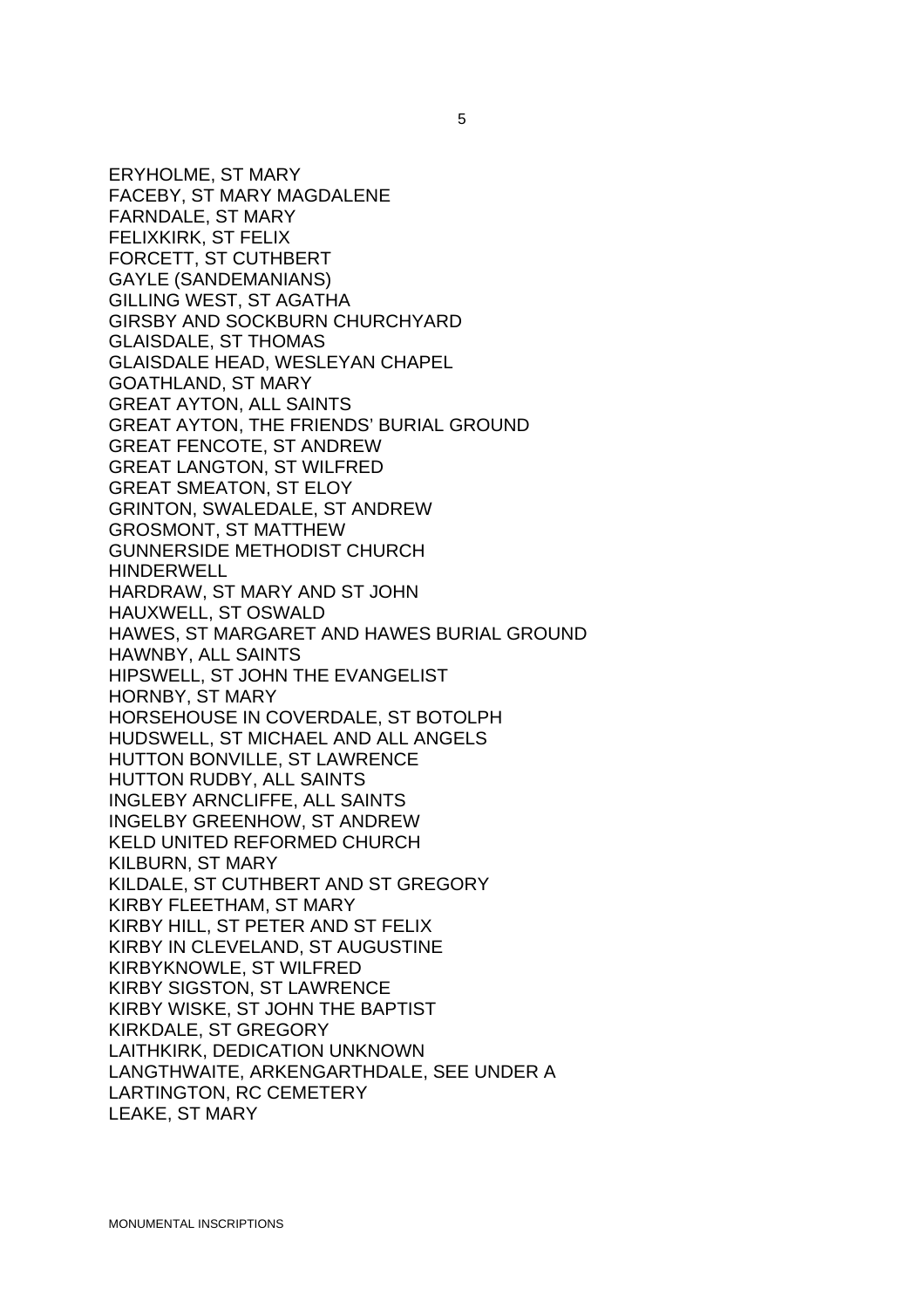ERYHOLME, ST MARY
FACEBY, ST MARY MAGDALENE
FARNDALE, ST MARY
FELIXKIRK, ST FELIX
FORCETT, ST CUTHBERT
GAYLE (SANDEMANIANS)
GILLING WEST, ST AGATHA
GIRSBY AND SOCKBURN CHURCHYARD
GLAISDALE, ST THOMAS
GLAISDALE HEAD, WESLEYAN CHAPEL
GOATHLAND, ST MARY
GREAT AYTON, ALL SAINTS
GREAT AYTON, THE FRIENDS' BURIAL GROUND
GREAT FENCOTE, ST ANDREW
GREAT LANGTON, ST WILFRED
GREAT SMEATON, ST ELOY
GRINTON, SWALEDALE, ST ANDREW
GROSMONT, ST MATTHEW
GUNNERSIDE METHODIST CHURCH
HINDERWELL
HARDRAW, ST MARY AND ST JOHN
HAUXWELL, ST OSWALD
HAWES, ST MARGARET AND HAWES BURIAL GROUND
HAWNBY, ALL SAINTS
HIPSWELL, ST JOHN THE EVANGELIST
HORNBY, ST MARY
HORSEHOUSE IN COVERDALE, ST BOTOLPH
HUDSWELL, ST MICHAEL AND ALL ANGELS
HUTTON BONVILLE, ST LAWRENCE
HUTTON RUDBY, ALL SAINTS
INGLEBY ARNCLIFFE, ALL SAINTS
INGELBY GREENHOW, ST ANDREW
KELD UNITED REFORMED CHURCH
KILBURN, ST MARY
KILDALE, ST CUTHBERT AND ST GREGORY
KIRBY FLEETHAM, ST MARY
KIRBY HILL, ST PETER AND ST FELIX
KIRBY IN CLEVELAND, ST AUGUSTINE
KIRBYKNOWLE, ST WILFRED
KIRBY SIGSTON, ST LAWRENCE
KIRBY WISKE, ST JOHN THE BAPTIST
KIRKDALE, ST GREGORY
LAITHKIRK, DEDICATION UNKNOWN
LANGTHWAITE, ARKENGARTHDALE, SEE UNDER A
LARTINGTON, RC CEMETERY
LEAKE, ST MARY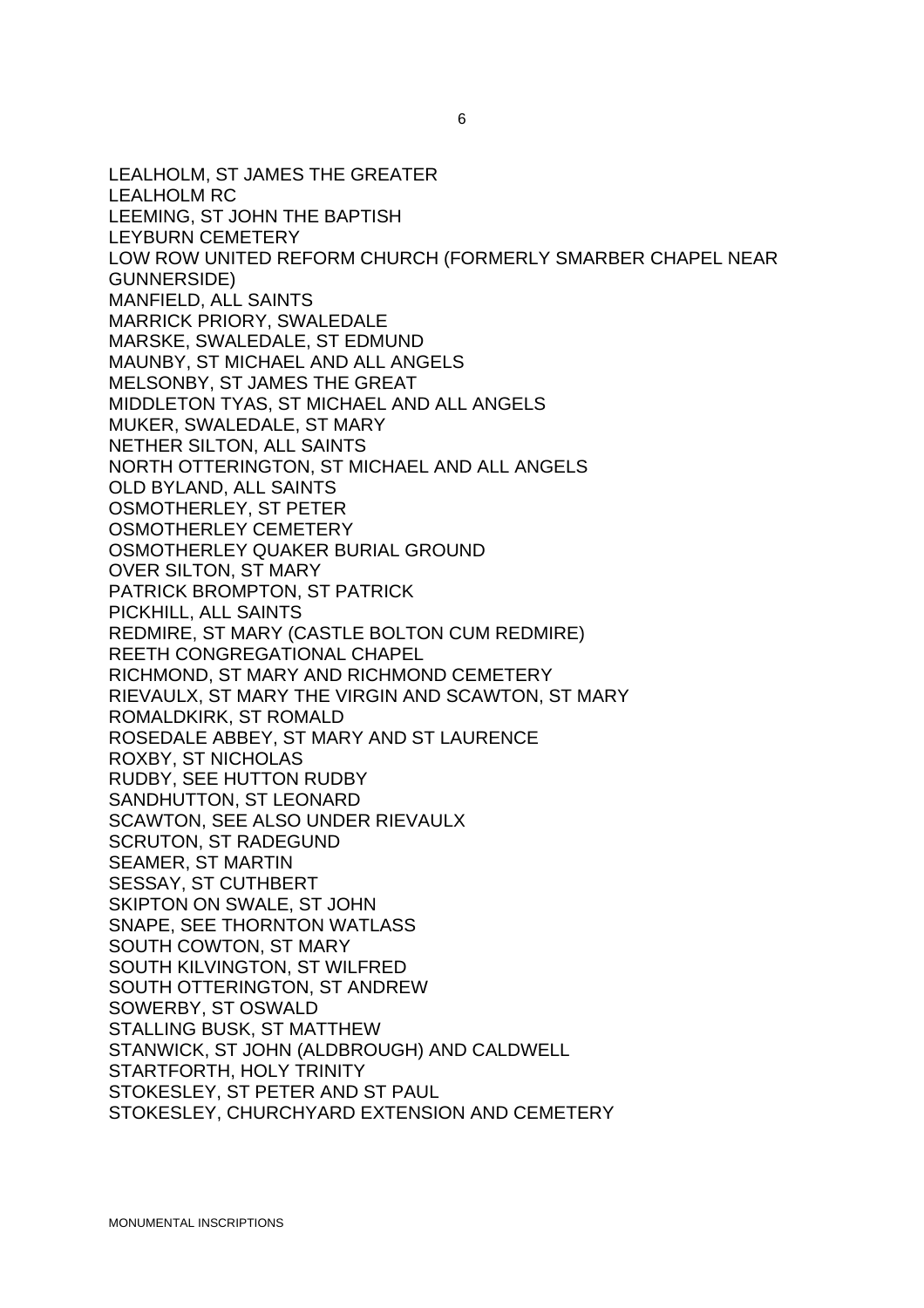LEALHOLM, ST JAMES THE GREATER
LEALHOLM RC
LEEMING, ST JOHN THE BAPTISH
LEYBURN CEMETERY
LOW ROW UNITED REFORM CHURCH (FORMERLY SMARBER CHAPEL NEAR GUNNERSIDE)
MANFIELD, ALL SAINTS
MARRICK PRIORY, SWALEDALE
MARSKE, SWALEDALE, ST EDMUND
MAUNBY, ST MICHAEL AND ALL ANGELS
MELSONBY, ST JAMES THE GREAT
MIDDLETON TYAS, ST MICHAEL AND ALL ANGELS
MUKER, SWALEDALE, ST MARY
NETHER SILTON, ALL SAINTS
NORTH OTTERINGTON, ST MICHAEL AND ALL ANGELS
OLD BYLAND, ALL SAINTS
OSMOTHERLEY, ST PETER
OSMOTHERLEY CEMETERY
OSMOTHERLEY QUAKER BURIAL GROUND
OVER SILTON, ST MARY
PATRICK BROMPTON, ST PATRICK
PICKHILL, ALL SAINTS
REDMIRE, ST MARY (CASTLE BOLTON CUM REDMIRE)
REETH CONGREGATIONAL CHAPEL
RICHMOND, ST MARY AND RICHMOND CEMETERY
RIEVAULX, ST MARY THE VIRGIN AND SCAWTON, ST MARY
ROMALDKIRK, ST ROMALD
ROSEDALE ABBEY, ST MARY AND ST LAURENCE
ROXBY, ST NICHOLAS
RUDBY, SEE HUTTON RUDBY
SANDHUTTON, ST LEONARD
SCAWTON, SEE ALSO UNDER RIEVAULX
SCRUTON, ST RADEGUND
SEAMER, ST MARTIN
SESSAY, ST CUTHBERT
SKIPTON ON SWALE, ST JOHN
SNAPE, SEE THORNTON WATLASS
SOUTH COWTON, ST MARY
SOUTH KILVINGTON, ST WILFRED
SOUTH OTTERINGTON, ST ANDREW
SOWERBY, ST OSWALD
STALLING BUSK, ST MATTHEW
STANWICK, ST JOHN (ALDBROUGH) AND CALDWELL
STARTFORTH, HOLY TRINITY
STOKESLEY, ST PETER AND ST PAUL
STOKESLEY, CHURCHYARD EXTENSION AND CEMETERY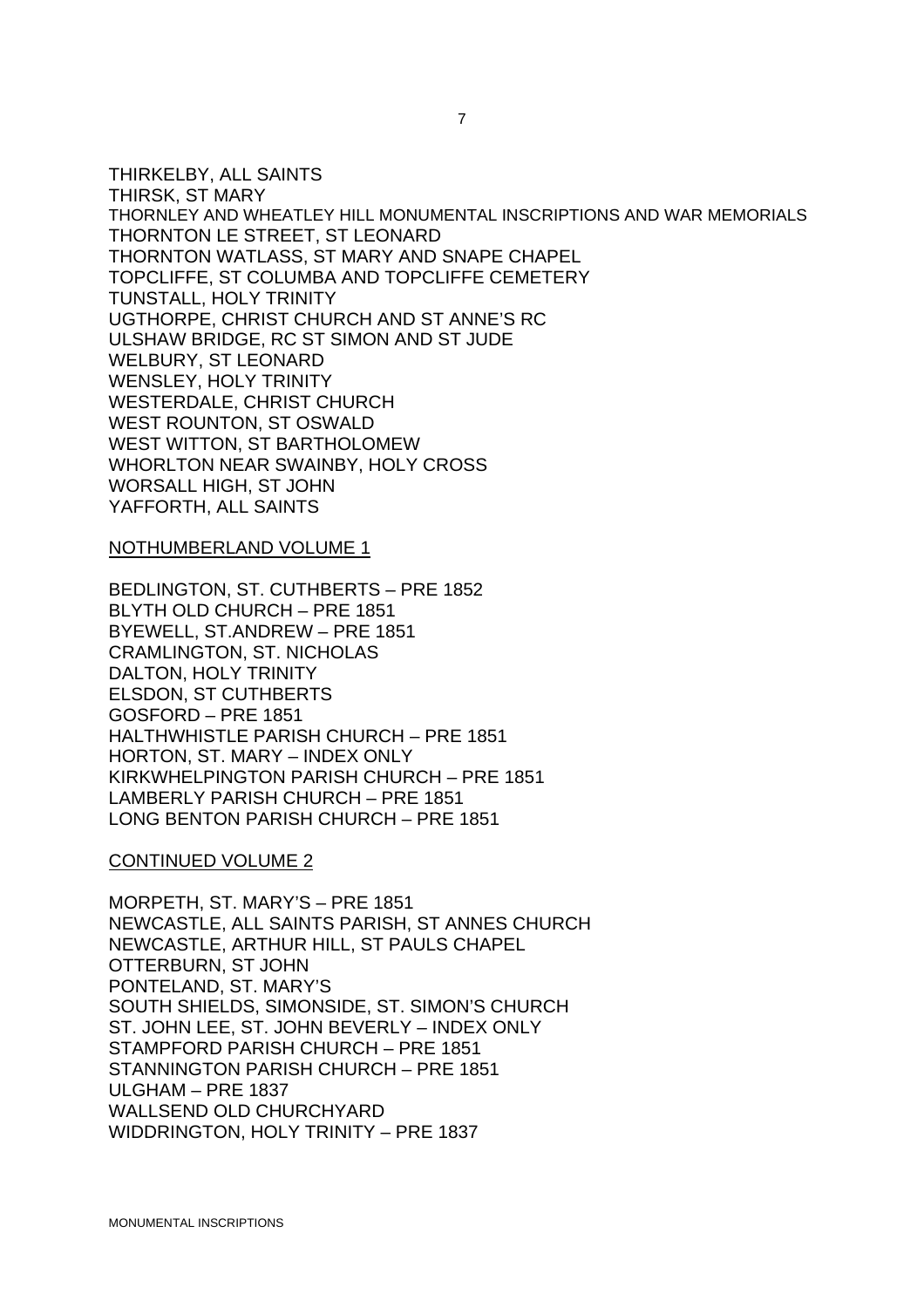THIRKELBY, ALL SAINTS
THIRSK, ST MARY
THORNLEY AND WHEATLEY HILL MONUMENTAL INSCRIPTIONS AND WAR MEMORIALS
THORNTON LE STREET, ST LEONARD
THORNTON WATLASS, ST MARY AND SNAPE CHAPEL
TOPCLIFFE, ST COLUMBA AND TOPCLIFFE CEMETERY
TUNSTALL, HOLY TRINITY
UGTHORPE, CHRIST CHURCH AND ST ANNE'S RC
ULSHAW BRIDGE, RC ST SIMON AND ST JUDE
WELBURY, ST LEONARD
WENSLEY, HOLY TRINITY
WESTERDALE, CHRIST CHURCH
WEST ROUNTON, ST OSWALD
WEST WITTON, ST BARTHOLOMEW
WHORLTON NEAR SWAINBY, HOLY CROSS
WORSALL HIGH, ST JOHN
YAFFORTH, ALL SAINTS

<u>NOTHUMBERLAND VOLUME 1</u>

BEDLINGTON, ST. CUTHBERTS – PRE 1852
BLYTH OLD CHURCH – PRE 1851
BYEWELL, ST.ANDREW – PRE 1851
CRAMLINGTON, ST. NICHOLAS
DALTON, HOLY TRINITY
ELSDON, ST CUTHBERTS
GOSFORD – PRE 1851
HALTHWHISTLE PARISH CHURCH – PRE 1851
HORTON, ST. MARY – INDEX ONLY
KIRKWHELPINGTON PARISH CHURCH – PRE 1851
LAMBERLY PARISH CHURCH – PRE 1851
LONG BENTON PARISH CHURCH – PRE 1851

<u>CONTINUED VOLUME 2</u>

MORPETH, ST. MARY'S – PRE 1851
NEWCASTLE, ALL SAINTS PARISH, ST ANNES CHURCH
NEWCASTLE, ARTHUR HILL, ST PAULS CHAPEL
OTTERBURN, ST JOHN
PONTELAND, ST. MARY'S
SOUTH SHIELDS, SIMONSIDE, ST. SIMON'S CHURCH
ST. JOHN LEE, ST. JOHN BEVERLY – INDEX ONLY
STAMPFORD PARISH CHURCH – PRE 1851
STANNINGTON PARISH CHURCH – PRE 1851
ULGHAM – PRE 1837
WALLSEND OLD CHURCHYARD
WIDDRINGTON, HOLY TRINITY – PRE 1837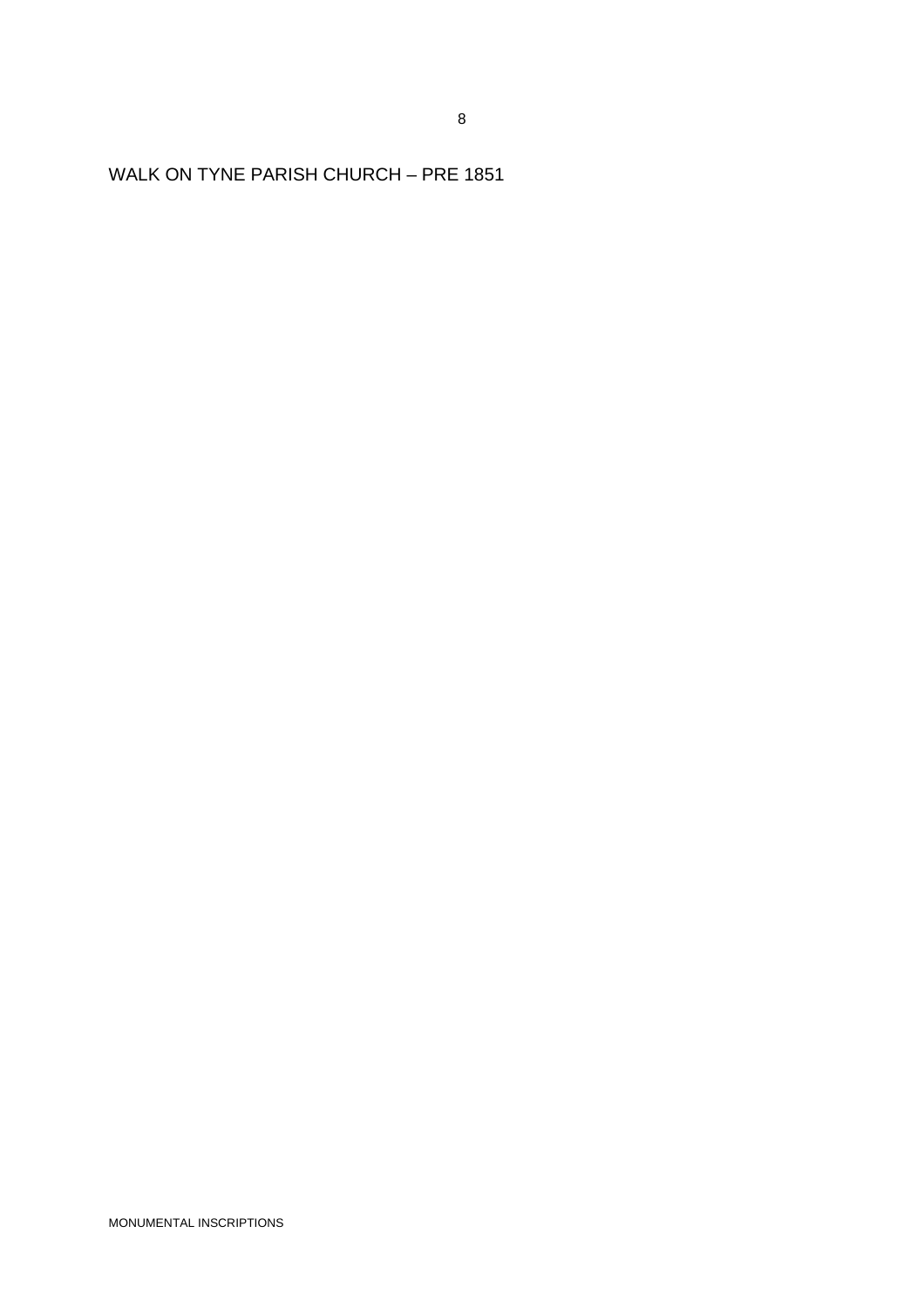WALK ON TYNE PARISH CHURCH – PRE 1851